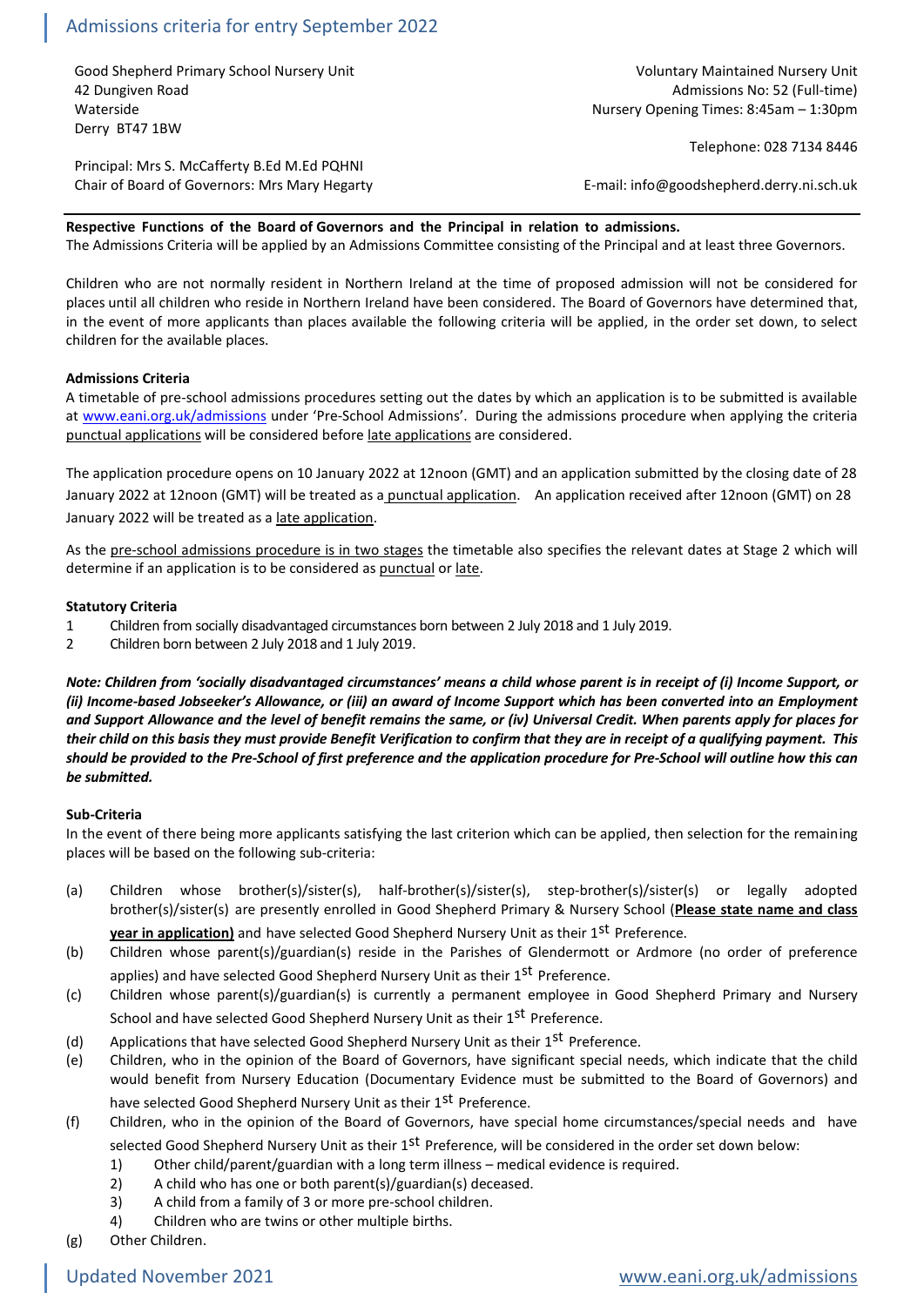# Admissions criteria for entry September 2022

Good Shepherd Primary School Nursery Unit
42 Dungiven Road
Waterside
Derry BT47 1BW

Principal: Mrs S. McCafferty B.Ed M.Ed PQHNI
Chair of Board of Governors: Mrs Mary Hegarty

Voluntary Maintained Nursery Unit
Admissions No: 52 (Full-time)
Nursery Opening Times: 8:45am – 1:30pm

Telephone: 028 7134 8446

E-mail: info@goodshepherd.derry.ni.sch.uk

---

**Respective Functions of the Board of Governors and the Principal in relation to admissions.**
The Admissions Criteria will be applied by an Admissions Committee consisting of the Principal and at least three Governors.

Children who are not normally resident in Northern Ireland at the time of proposed admission will not be considered for places until all children who reside in Northern Ireland have been considered. The Board of Governors have determined that, in the event of more applicants than places available the following criteria will be applied, in the order set down, to select children for the available places.

**Admissions Criteria**
A timetable of pre-school admissions procedures setting out the dates by which an application is to be submitted is available at www.eani.org.uk/admissions under 'Pre-School Admissions'. During the admissions procedure when applying the criteria punctual applications will be considered before late applications are considered.

The application procedure opens on 10 January 2022 at 12noon (GMT) and an application submitted by the closing date of 28 January 2022 at 12noon (GMT) will be treated as a punctual application. An application received after 12noon (GMT) on 28 January 2022 will be treated as a late application.

As the pre-school admissions procedure is in two stages the timetable also specifies the relevant dates at Stage 2 which will determine if an application is to be considered as punctual or late.

**Statutory Criteria**

1. Children from socially disadvantaged circumstances born between 2 July 2018 and 1 July 2019.
2. Children born between 2 July 2018 and 1 July 2019.

***Note: Children from 'socially disadvantaged circumstances' means a child whose parent is in receipt of (i) Income Support, or (ii) Income-based Jobseeker's Allowance, or (iii) an award of Income Support which has been converted into an Employment and Support Allowance and the level of benefit remains the same, or (iv) Universal Credit. When parents apply for places for their child on this basis they must provide Benefit Verification to confirm that they are in receipt of a qualifying payment. This should be provided to the Pre-School of first preference and the application procedure for Pre-School will outline how this can be submitted.***

**Sub-Criteria**
In the event of there being more applicants satisfying the last criterion which can be applied, then selection for the remaining places will be based on the following sub-criteria:

(a) Children whose brother(s)/sister(s), half-brother(s)/sister(s), step-brother(s)/sister(s) or legally adopted brother(s)/sister(s) are presently enrolled in Good Shepherd Primary & Nursery School (**Please state name and class year in application)** and have selected Good Shepherd Nursery Unit as their 1st Preference.

(b) Children whose parent(s)/guardian(s) reside in the Parishes of Glendermott or Ardmore (no order of preference applies) and have selected Good Shepherd Nursery Unit as their 1st Preference.

(c) Children whose parent(s)/guardian(s) is currently a permanent employee in Good Shepherd Primary and Nursery School and have selected Good Shepherd Nursery Unit as their 1st Preference.

(d) Applications that have selected Good Shepherd Nursery Unit as their 1st Preference.

(e) Children, who in the opinion of the Board of Governors, have significant special needs, which indicate that the child would benefit from Nursery Education (Documentary Evidence must be submitted to the Board of Governors) and have selected Good Shepherd Nursery Unit as their 1st Preference.

(f) Children, who in the opinion of the Board of Governors, have special home circumstances/special needs and have selected Good Shepherd Nursery Unit as their 1st Preference, will be considered in the order set down below:
   1) Other child/parent/guardian with a long term illness – medical evidence is required.
   2) A child who has one or both parent(s)/guardian(s) deceased.
   3) A child from a family of 3 or more pre-school children.
   4) Children who are twins or other multiple births.

(g) Other Children.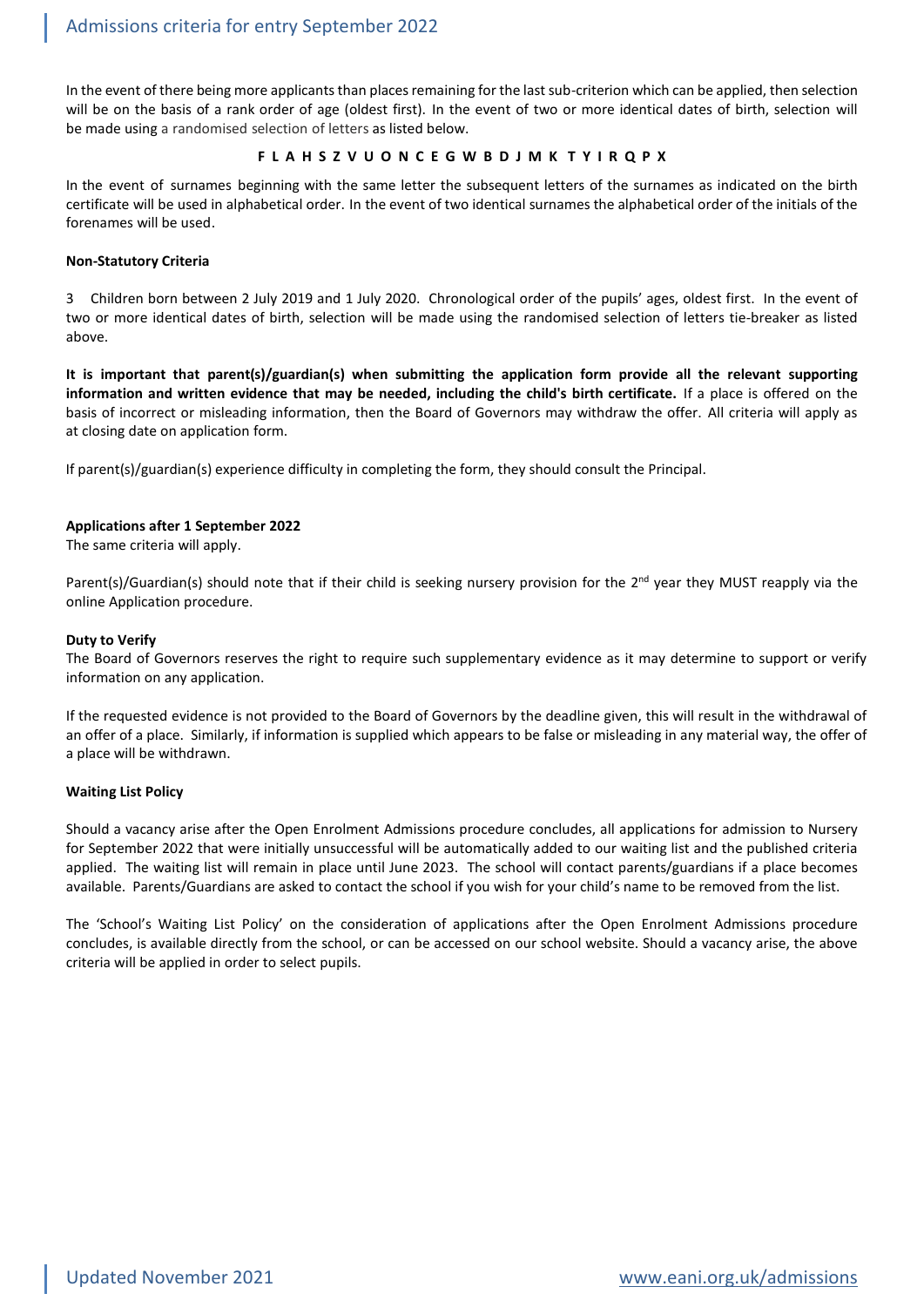In the event of there being more applicants than places remaining for the last sub-criterion which can be applied, then selection will be on the basis of a rank order of age (oldest first). In the event of two or more identical dates of birth, selection will be made using a randomised selection of letters as listed below.

**F L A H S Z V U O N C E G W B D J M K T Y I R Q P X**

In the event of surnames beginning with the same letter the subsequent letters of the surnames as indicated on the birth certificate will be used in alphabetical order. In the event of two identical surnames the alphabetical order of the initials of the forenames will be used.

**Non-Statutory Criteria**

3 Children born between 2 July 2019 and 1 July 2020. Chronological order of the pupils' ages, oldest first. In the event of two or more identical dates of birth, selection will be made using the randomised selection of letters tie-breaker as listed above.

**It is important that parent(s)/guardian(s) when submitting the application form provide all the relevant supporting information and written evidence that may be needed, including the child's birth certificate.** If a place is offered on the basis of incorrect or misleading information, then the Board of Governors may withdraw the offer. All criteria will apply as at closing date on application form.

If parent(s)/guardian(s) experience difficulty in completing the form, they should consult the Principal.

**Applications after 1 September 2022**

The same criteria will apply.

Parent(s)/Guardian(s) should note that if their child is seeking nursery provision for the 2nd year they MUST reapply via the online Application procedure.

**Duty to Verify**

The Board of Governors reserves the right to require such supplementary evidence as it may determine to support or verify information on any application.

If the requested evidence is not provided to the Board of Governors by the deadline given, this will result in the withdrawal of an offer of a place. Similarly, if information is supplied which appears to be false or misleading in any material way, the offer of a place will be withdrawn.

**Waiting List Policy**

Should a vacancy arise after the Open Enrolment Admissions procedure concludes, all applications for admission to Nursery for September 2022 that were initially unsuccessful will be automatically added to our waiting list and the published criteria applied. The waiting list will remain in place until June 2023. The school will contact parents/guardians if a place becomes available. Parents/Guardians are asked to contact the school if you wish for your child's name to be removed from the list.

The 'School's Waiting List Policy' on the consideration of applications after the Open Enrolment Admissions procedure concludes, is available directly from the school, or can be accessed on our school website. Should a vacancy arise, the above criteria will be applied in order to select pupils.